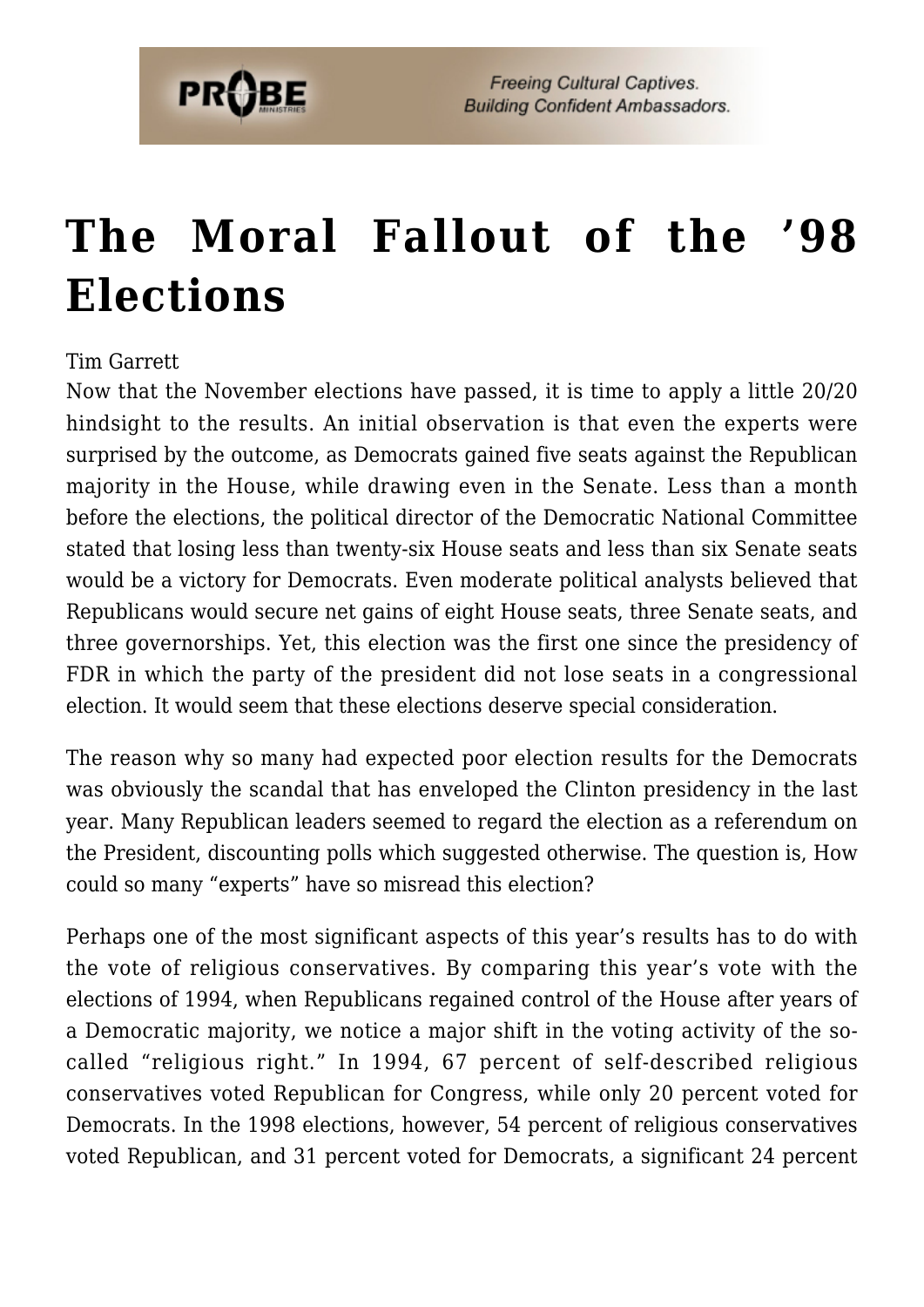# The Moral Fallout of the '98 Elections

Tim Garrett

Now that the November elections have passed, it is time to apply a little 20/20 hindsight to the results. An initial observation is that even the experts were surprised by the outcome, as Democrats gained five seats against the Republican majority in the House, while drawing even in the Senate. Less than a month before the elections, the political director of the Democratic National Committee stated that losing less than twenty-six House seats and less than six Senate seats would be a victory for Democrats. Even moderate political analysts believed that Republicans would secure net gains of eight House seats, three Senate seats, and three governorships. Yet, this election was the first one since the presidency of FDR in which the party of the president did not lose seats in a congressional election. It would seem that these elections deserve special consideration.

The reason why so many had expected poor election results for the Democrats was obviously the scandal that has enveloped the Clinton presidency in the last year. Many Republican leaders seemed to regard the election as a referendum on the President, discounting polls which suggested otherwise. The question is, How could so many "experts" have so misread this election?

Perhaps one of the most significant aspects of this year's results has to do with the vote of religious conservatives. By comparing this year's vote with the elections of 1994, when Republicans regained control of the House after years of a Democratic majority, we notice a major shift in the voting activity of the so-called "religious right." In 1994, 67 percent of self-described religious conservatives voted Republican for Congress, while only 20 percent voted for Democrats. In the 1998 elections, however, 54 percent of religious conservatives voted Republican, and 31 percent voted for Democrats, a significant 24 percent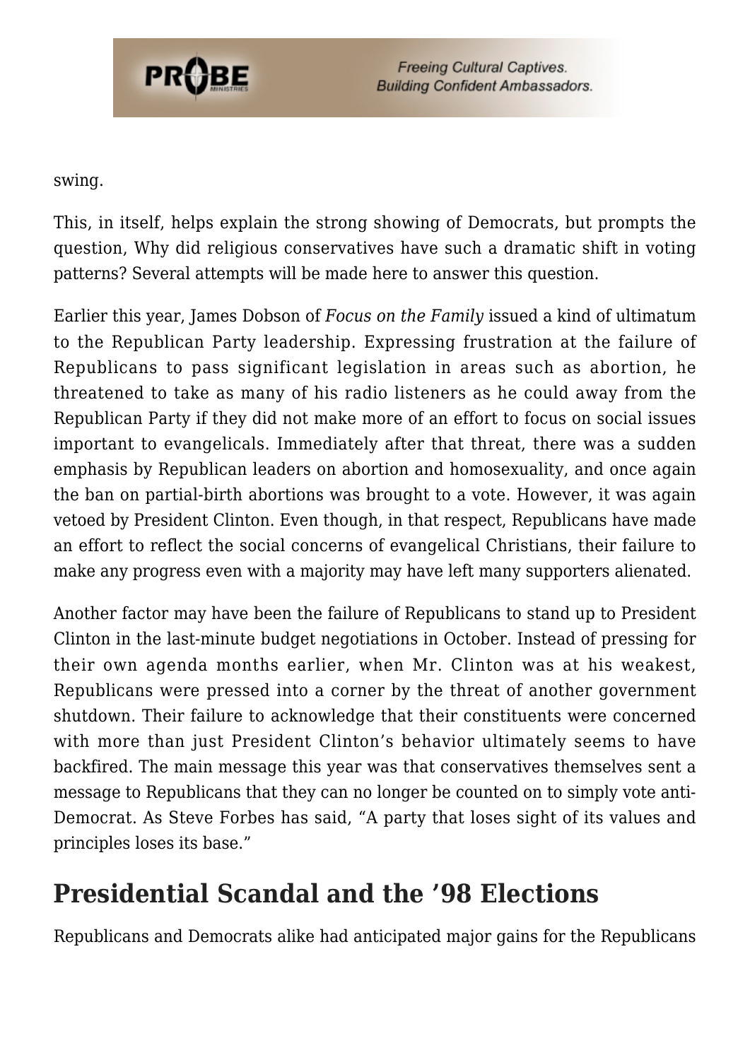swing.

This, in itself, helps explain the strong showing of Democrats, but prompts the question, Why did religious conservatives have such a dramatic shift in voting patterns? Several attempts will be made here to answer this question.

Earlier this year, James Dobson of *Focus on the Family* issued a kind of ultimatum to the Republican Party leadership. Expressing frustration at the failure of Republicans to pass significant legislation in areas such as abortion, he threatened to take as many of his radio listeners as he could away from the Republican Party if they did not make more of an effort to focus on social issues important to evangelicals. Immediately after that threat, there was a sudden emphasis by Republican leaders on abortion and homosexuality, and once again the ban on partial-birth abortions was brought to a vote. However, it was again vetoed by President Clinton. Even though, in that respect, Republicans have made an effort to reflect the social concerns of evangelical Christians, their failure to make any progress even with a majority may have left many supporters alienated.

Another factor may have been the failure of Republicans to stand up to President Clinton in the last-minute budget negotiations in October. Instead of pressing for their own agenda months earlier, when Mr. Clinton was at his weakest, Republicans were pressed into a corner by the threat of another government shutdown. Their failure to acknowledge that their constituents were concerned with more than just President Clinton's behavior ultimately seems to have backfired. The main message this year was that conservatives themselves sent a message to Republicans that they can no longer be counted on to simply vote anti-Democrat. As Steve Forbes has said, "A party that loses sight of its values and principles loses its base."

## Presidential Scandal and the '98 Elections

Republicans and Democrats alike had anticipated major gains for the Republicans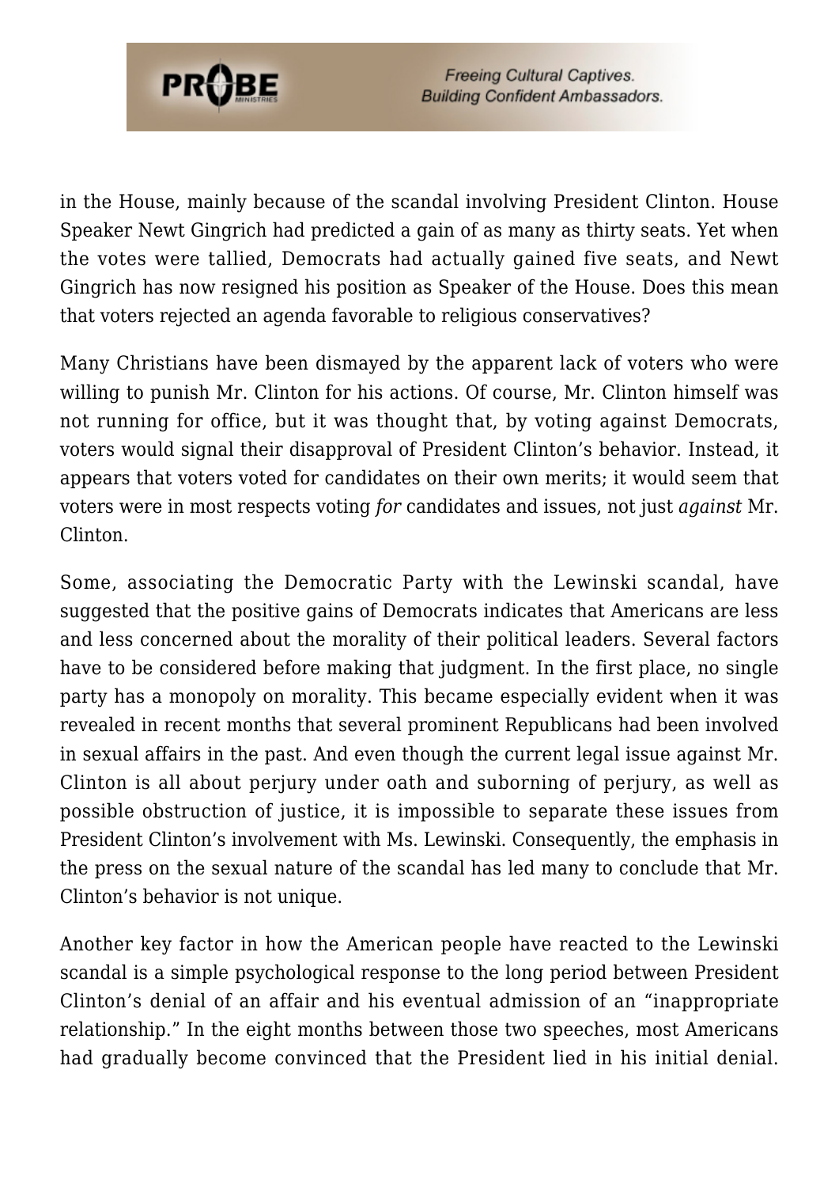in the House, mainly because of the scandal involving President Clinton. House Speaker Newt Gingrich had predicted a gain of as many as thirty seats. Yet when the votes were tallied, Democrats had actually gained five seats, and Newt Gingrich has now resigned his position as Speaker of the House. Does this mean that voters rejected an agenda favorable to religious conservatives?

Many Christians have been dismayed by the apparent lack of voters who were willing to punish Mr. Clinton for his actions. Of course, Mr. Clinton himself was not running for office, but it was thought that, by voting against Democrats, voters would signal their disapproval of President Clinton's behavior. Instead, it appears that voters voted for candidates on their own merits; it would seem that voters were in most respects voting *for* candidates and issues, not just *against* Mr. Clinton.

Some, associating the Democratic Party with the Lewinski scandal, have suggested that the positive gains of Democrats indicates that Americans are less and less concerned about the morality of their political leaders. Several factors have to be considered before making that judgment. In the first place, no single party has a monopoly on morality. This became especially evident when it was revealed in recent months that several prominent Republicans had been involved in sexual affairs in the past. And even though the current legal issue against Mr. Clinton is all about perjury under oath and suborning of perjury, as well as possible obstruction of justice, it is impossible to separate these issues from President Clinton's involvement with Ms. Lewinski. Consequently, the emphasis in the press on the sexual nature of the scandal has led many to conclude that Mr. Clinton's behavior is not unique.

Another key factor in how the American people have reacted to the Lewinski scandal is a simple psychological response to the long period between President Clinton's denial of an affair and his eventual admission of an "inappropriate relationship." In the eight months between those two speeches, most Americans had gradually become convinced that the President lied in his initial denial.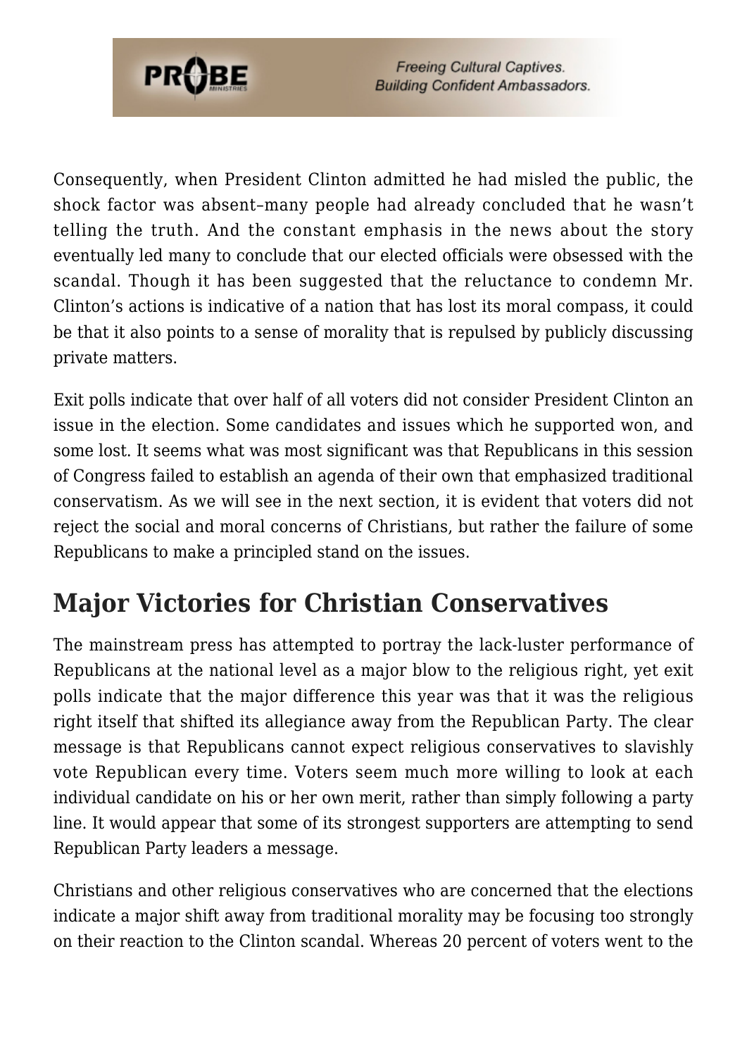Consequently, when President Clinton admitted he had misled the public, the shock factor was absent–many people had already concluded that he wasn't telling the truth. And the constant emphasis in the news about the story eventually led many to conclude that our elected officials were obsessed with the scandal. Though it has been suggested that the reluctance to condemn Mr. Clinton's actions is indicative of a nation that has lost its moral compass, it could be that it also points to a sense of morality that is repulsed by publicly discussing private matters.

Exit polls indicate that over half of all voters did not consider President Clinton an issue in the election. Some candidates and issues which he supported won, and some lost. It seems what was most significant was that Republicans in this session of Congress failed to establish an agenda of their own that emphasized traditional conservatism. As we will see in the next section, it is evident that voters did not reject the social and moral concerns of Christians, but rather the failure of some Republicans to make a principled stand on the issues.

## Major Victories for Christian Conservatives

The mainstream press has attempted to portray the lack-luster performance of Republicans at the national level as a major blow to the religious right, yet exit polls indicate that the major difference this year was that it was the religious right itself that shifted its allegiance away from the Republican Party. The clear message is that Republicans cannot expect religious conservatives to slavishly vote Republican every time. Voters seem much more willing to look at each individual candidate on his or her own merit, rather than simply following a party line. It would appear that some of its strongest supporters are attempting to send Republican Party leaders a message.

Christians and other religious conservatives who are concerned that the elections indicate a major shift away from traditional morality may be focusing too strongly on their reaction to the Clinton scandal. Whereas 20 percent of voters went to the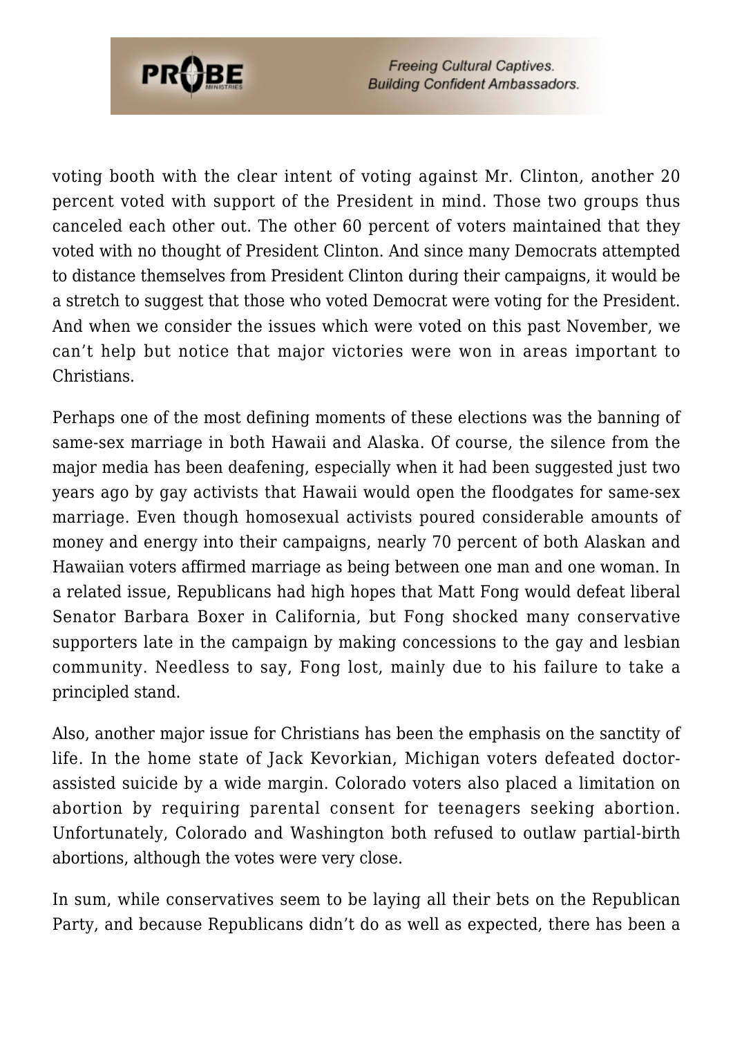voting booth with the clear intent of voting against Mr. Clinton, another 20 percent voted with support of the President in mind. Those two groups thus canceled each other out. The other 60 percent of voters maintained that they voted with no thought of President Clinton. And since many Democrats attempted to distance themselves from President Clinton during their campaigns, it would be a stretch to suggest that those who voted Democrat were voting for the President. And when we consider the issues which were voted on this past November, we can't help but notice that major victories were won in areas important to Christians.

Perhaps one of the most defining moments of these elections was the banning of same-sex marriage in both Hawaii and Alaska. Of course, the silence from the major media has been deafening, especially when it had been suggested just two years ago by gay activists that Hawaii would open the floodgates for same-sex marriage. Even though homosexual activists poured considerable amounts of money and energy into their campaigns, nearly 70 percent of both Alaskan and Hawaiian voters affirmed marriage as being between one man and one woman. In a related issue, Republicans had high hopes that Matt Fong would defeat liberal Senator Barbara Boxer in California, but Fong shocked many conservative supporters late in the campaign by making concessions to the gay and lesbian community. Needless to say, Fong lost, mainly due to his failure to take a principled stand.

Also, another major issue for Christians has been the emphasis on the sanctity of life. In the home state of Jack Kevorkian, Michigan voters defeated doctor-assisted suicide by a wide margin. Colorado voters also placed a limitation on abortion by requiring parental consent for teenagers seeking abortion. Unfortunately, Colorado and Washington both refused to outlaw partial-birth abortions, although the votes were very close.

In sum, while conservatives seem to be laying all their bets on the Republican Party, and because Republicans didn't do as well as expected, there has been a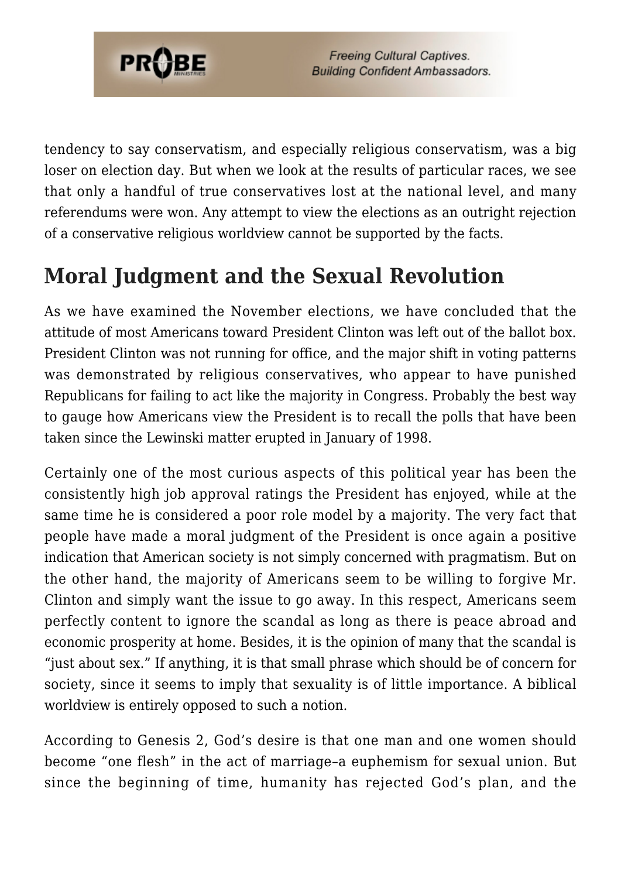tendency to say conservatism, and especially religious conservatism, was a big loser on election day. But when we look at the results of particular races, we see that only a handful of true conservatives lost at the national level, and many referendums were won. Any attempt to view the elections as an outright rejection of a conservative religious worldview cannot be supported by the facts.

## Moral Judgment and the Sexual Revolution

As we have examined the November elections, we have concluded that the attitude of most Americans toward President Clinton was left out of the ballot box. President Clinton was not running for office, and the major shift in voting patterns was demonstrated by religious conservatives, who appear to have punished Republicans for failing to act like the majority in Congress. Probably the best way to gauge how Americans view the President is to recall the polls that have been taken since the Lewinski matter erupted in January of 1998.

Certainly one of the most curious aspects of this political year has been the consistently high job approval ratings the President has enjoyed, while at the same time he is considered a poor role model by a majority. The very fact that people have made a moral judgment of the President is once again a positive indication that American society is not simply concerned with pragmatism. But on the other hand, the majority of Americans seem to be willing to forgive Mr. Clinton and simply want the issue to go away. In this respect, Americans seem perfectly content to ignore the scandal as long as there is peace abroad and economic prosperity at home. Besides, it is the opinion of many that the scandal is "just about sex." If anything, it is that small phrase which should be of concern for society, since it seems to imply that sexuality is of little importance. A biblical worldview is entirely opposed to such a notion.

According to Genesis 2, God's desire is that one man and one women should become "one flesh" in the act of marriage–a euphemism for sexual union. But since the beginning of time, humanity has rejected God's plan, and the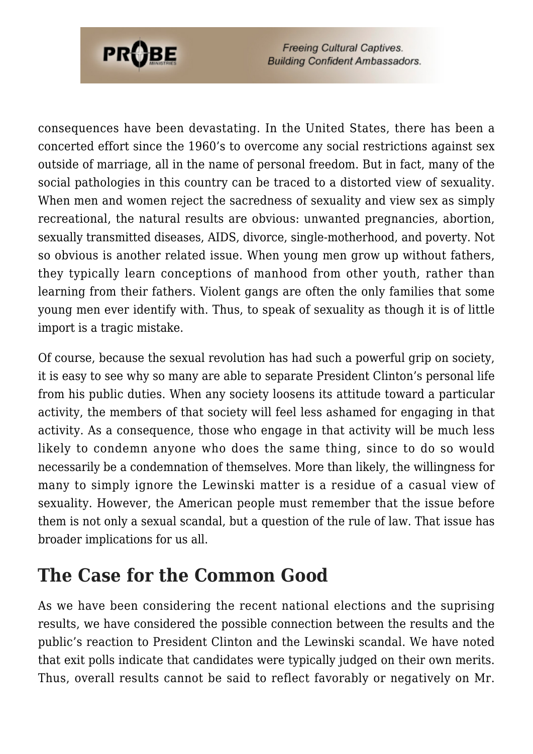consequences have been devastating. In the United States, there has been a concerted effort since the 1960's to overcome any social restrictions against sex outside of marriage, all in the name of personal freedom. But in fact, many of the social pathologies in this country can be traced to a distorted view of sexuality. When men and women reject the sacredness of sexuality and view sex as simply recreational, the natural results are obvious: unwanted pregnancies, abortion, sexually transmitted diseases, AIDS, divorce, single-motherhood, and poverty. Not so obvious is another related issue. When young men grow up without fathers, they typically learn conceptions of manhood from other youth, rather than learning from their fathers. Violent gangs are often the only families that some young men ever identify with. Thus, to speak of sexuality as though it is of little import is a tragic mistake.

Of course, because the sexual revolution has had such a powerful grip on society, it is easy to see why so many are able to separate President Clinton's personal life from his public duties. When any society loosens its attitude toward a particular activity, the members of that society will feel less ashamed for engaging in that activity. As a consequence, those who engage in that activity will be much less likely to condemn anyone who does the same thing, since to do so would necessarily be a condemnation of themselves. More than likely, the willingness for many to simply ignore the Lewinski matter is a residue of a casual view of sexuality. However, the American people must remember that the issue before them is not only a sexual scandal, but a question of the rule of law. That issue has broader implications for us all.

## The Case for the Common Good

As we have been considering the recent national elections and the suprising results, we have considered the possible connection between the results and the public's reaction to President Clinton and the Lewinski scandal. We have noted that exit polls indicate that candidates were typically judged on their own merits. Thus, overall results cannot be said to reflect favorably or negatively on Mr.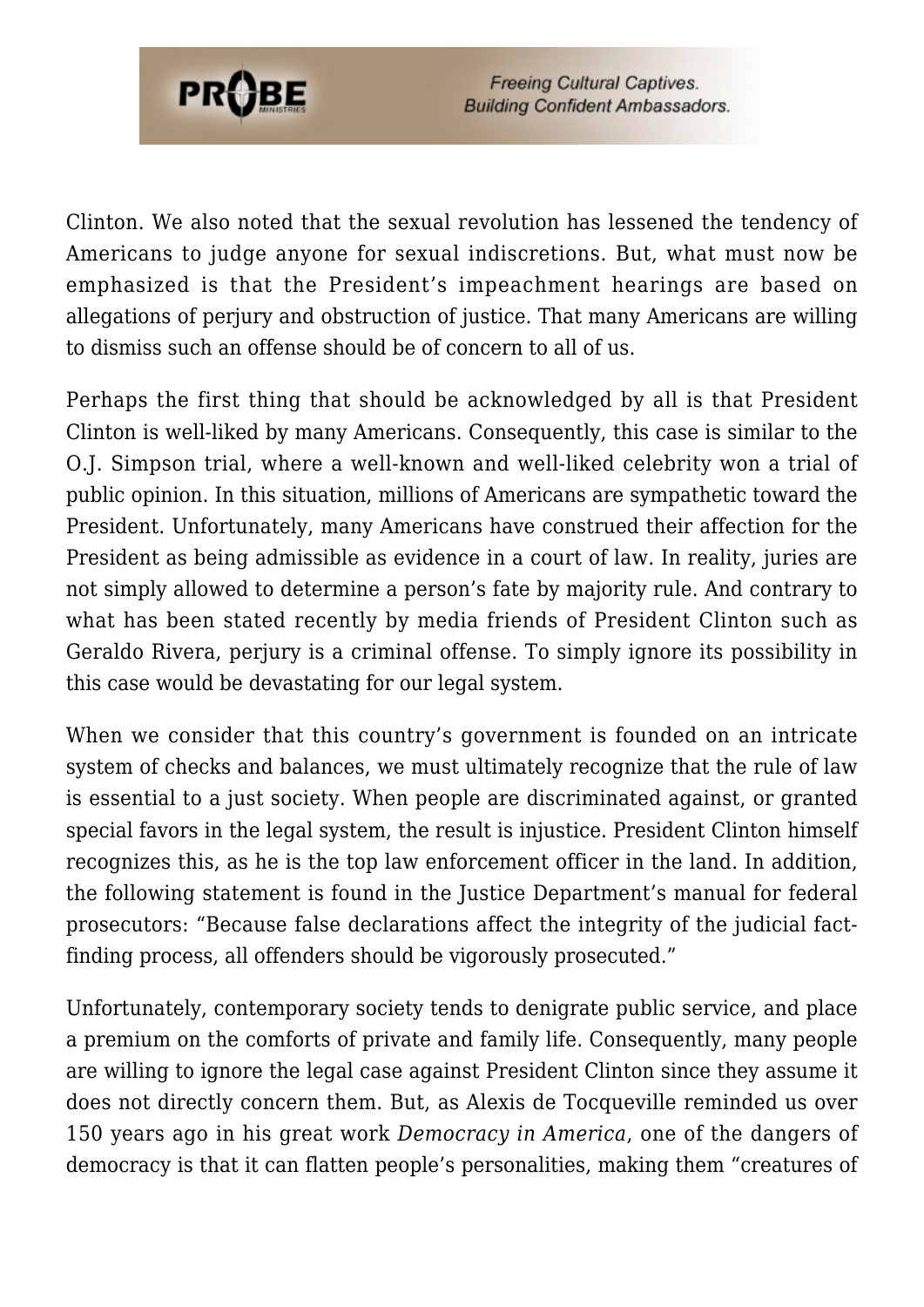Clinton. We also noted that the sexual revolution has lessened the tendency of Americans to judge anyone for sexual indiscretions. But, what must now be emphasized is that the President's impeachment hearings are based on allegations of perjury and obstruction of justice. That many Americans are willing to dismiss such an offense should be of concern to all of us.

Perhaps the first thing that should be acknowledged by all is that President Clinton is well-liked by many Americans. Consequently, this case is similar to the O.J. Simpson trial, where a well-known and well-liked celebrity won a trial of public opinion. In this situation, millions of Americans are sympathetic toward the President. Unfortunately, many Americans have construed their affection for the President as being admissible as evidence in a court of law. In reality, juries are not simply allowed to determine a person's fate by majority rule. And contrary to what has been stated recently by media friends of President Clinton such as Geraldo Rivera, perjury is a criminal offense. To simply ignore its possibility in this case would be devastating for our legal system.

When we consider that this country's government is founded on an intricate system of checks and balances, we must ultimately recognize that the rule of law is essential to a just society. When people are discriminated against, or granted special favors in the legal system, the result is injustice. President Clinton himself recognizes this, as he is the top law enforcement officer in the land. In addition, the following statement is found in the Justice Department's manual for federal prosecutors: "Because false declarations affect the integrity of the judicial fact-finding process, all offenders should be vigorously prosecuted."

Unfortunately, contemporary society tends to denigrate public service, and place a premium on the comforts of private and family life. Consequently, many people are willing to ignore the legal case against President Clinton since they assume it does not directly concern them. But, as Alexis de Tocqueville reminded us over 150 years ago in his great work *Democracy in America*, one of the dangers of democracy is that it can flatten people's personalities, making them "creatures of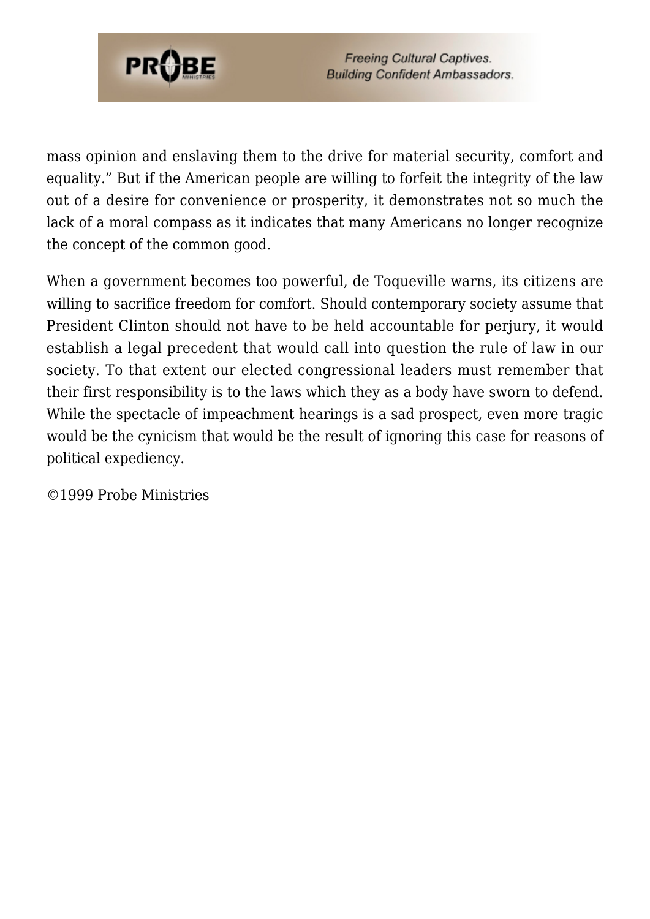mass opinion and enslaving them to the drive for material security, comfort and equality." But if the American people are willing to forfeit the integrity of the law out of a desire for convenience or prosperity, it demonstrates not so much the lack of a moral compass as it indicates that many Americans no longer recognize the concept of the common good.

When a government becomes too powerful, de Toqueville warns, its citizens are willing to sacrifice freedom for comfort. Should contemporary society assume that President Clinton should not have to be held accountable for perjury, it would establish a legal precedent that would call into question the rule of law in our society. To that extent our elected congressional leaders must remember that their first responsibility is to the laws which they as a body have sworn to defend. While the spectacle of impeachment hearings is a sad prospect, even more tragic would be the cynicism that would be the result of ignoring this case for reasons of political expediency.

©1999 Probe Ministries